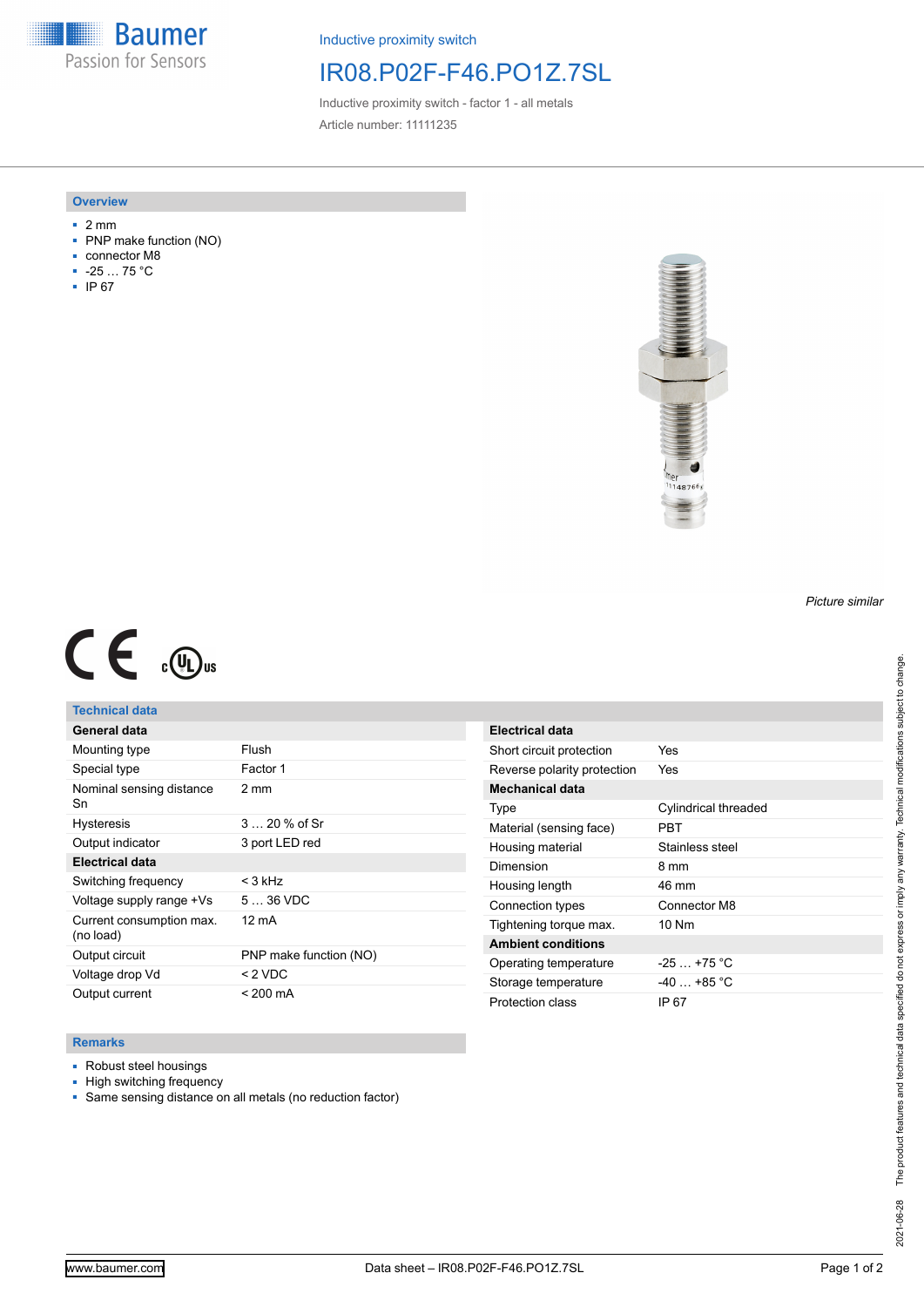Baumer
Passion for Sensors

Inductive proximity switch

# IR08.P02F-F46.PO1Z.7SL

Inductive proximity switch - factor 1 - all metals

Article number: 11111235

## Overview

- 2 mm
- PNP make function (NO)
- connector M8
- -25 … 75 °C
- IP 67

*Picture similar*

## Technical data

| General data | |
|---|---|
| Mounting type | Flush |
| Special type | Factor 1 |
| Nominal sensing distance Sn | 2 mm |
| Hysteresis | 3 … 20 % of Sr |
| Output indicator | 3 port LED red |
| **Electrical data** | |
| Switching frequency | < 3 kHz |
| Voltage supply range +Vs | 5 … 36 VDC |
| Current consumption max. (no load) | 12 mA |
| Output circuit | PNP make function (NO) |
| Voltage drop Vd | < 2 VDC |
| Output current | < 200 mA |

| Electrical data | |
|---|---|
| Short circuit protection | Yes |
| Reverse polarity protection | Yes |
| **Mechanical data** | |
| Type | Cylindrical threaded |
| Material (sensing face) | PBT |
| Housing material | Stainless steel |
| Dimension | 8 mm |
| Housing length | 46 mm |
| Connection types | Connector M8 |
| Tightening torque max. | 10 Nm |
| **Ambient conditions** | |
| Operating temperature | -25 … +75 °C |
| Storage temperature | -40 … +85 °C |
| Protection class | IP 67 |

## Remarks

- Robust steel housings
- High switching frequency
- Same sensing distance on all metals (no reduction factor)

2021-06-28 The product features and technical data specified do not express or imply any warranty. Technical modifications subject to change.

www.baumer.com Data sheet – IR08.P02F-F46.PO1Z.7SL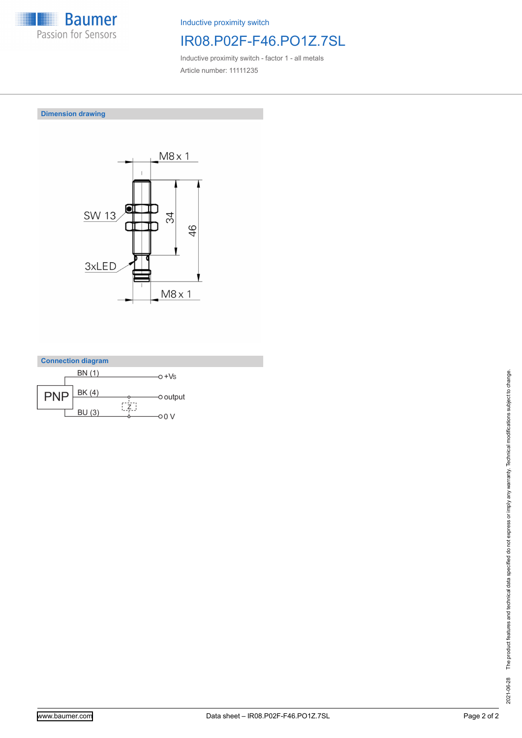Inductive proximity switch

# IR08.P02F-F46.PO1Z.7SL

Inductive proximity switch - factor 1 - all metals

Article number: 11111235

## Dimension drawing

M8 x 1

SW 13

34

46

3xLED

M8 x 1

## Connection diagram

PNP

BN (1) +Vs

BK (4) output

Z

BU (3) 0 V

2021-06-28 The product features and technical data specified do not express or imply any warranty. Technical modifications subject to change.